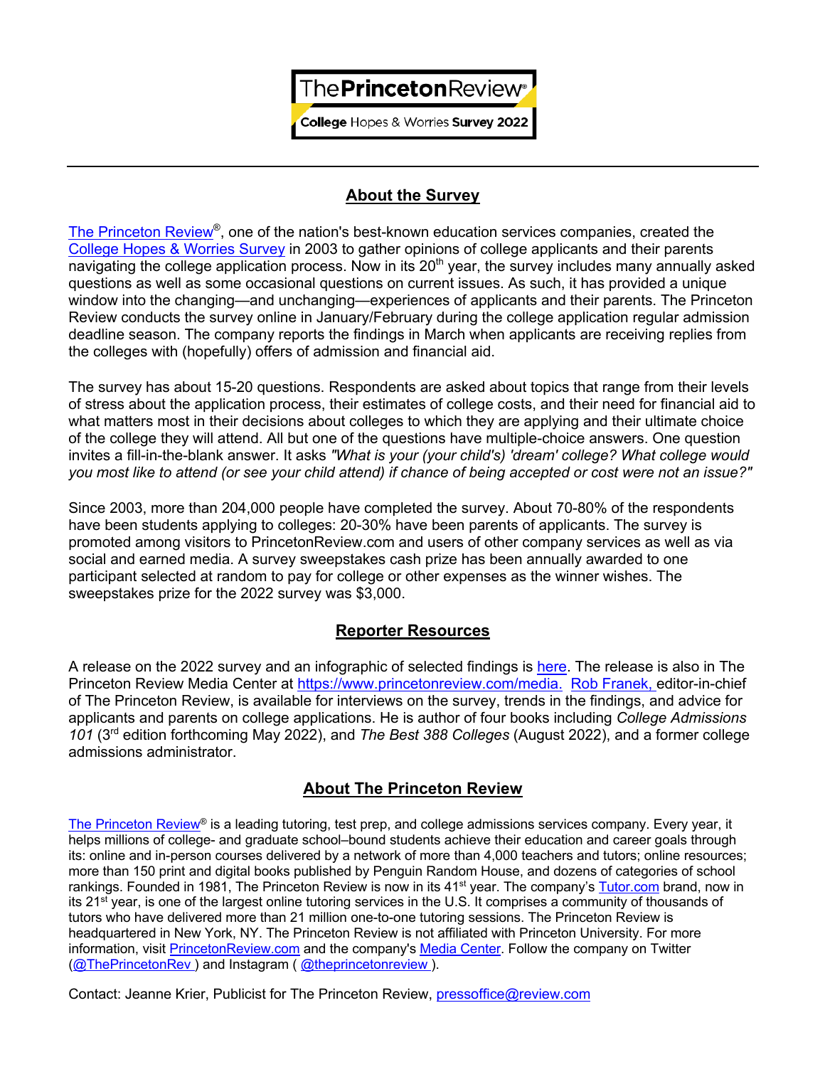# The Princeton Review®

**College** Hopes & Worries **Survey 2022**

---

## About the Survey

The Princeton Review®, one of the nation's best-known education services companies, created the College Hopes & Worries Survey in 2003 to gather opinions of college applicants and their parents navigating the college application process. Now in its 20th year, the survey includes many annually asked questions as well as some occasional questions on current issues. As such, it has provided a unique window into the changing—and unchanging—experiences of applicants and their parents. The Princeton Review conducts the survey online in January/February during the college application regular admission deadline season. The company reports the findings in March when applicants are receiving replies from the colleges with (hopefully) offers of admission and financial aid.

The survey has about 15-20 questions. Respondents are asked about topics that range from their levels of stress about the application process, their estimates of college costs, and their need for financial aid to what matters most in their decisions about colleges to which they are applying and their ultimate choice of the college they will attend. All but one of the questions have multiple-choice answers. One question invites a fill-in-the-blank answer. It asks *"What is your (your child's) 'dream' college? What college would you most like to attend (or see your child attend) if chance of being accepted or cost were not an issue?"*

Since 2003, more than 204,000 people have completed the survey. About 70-80% of the respondents have been students applying to colleges: 20-30% have been parents of applicants. The survey is promoted among visitors to PrincetonReview.com and users of other company services as well as via social and earned media. A survey sweepstakes cash prize has been annually awarded to one participant selected at random to pay for college or other expenses as the winner wishes. The sweepstakes prize for the 2022 survey was $3,000.

## Reporter Resources

A release on the 2022 survey and an infographic of selected findings is here. The release is also in The Princeton Review Media Center at https://www.princetonreview.com/media. Rob Franek, editor-in-chief of The Princeton Review, is available for interviews on the survey, trends in the findings, and advice for applicants and parents on college applications. He is author of four books including *College Admissions 101* (3rd edition forthcoming May 2022), and *The Best 388 Colleges* (August 2022), and a former college admissions administrator.

## About The Princeton Review

The Princeton Review® is a leading tutoring, test prep, and college admissions services company. Every year, it helps millions of college- and graduate school–bound students achieve their education and career goals through its: online and in-person courses delivered by a network of more than 4,000 teachers and tutors; online resources; more than 150 print and digital books published by Penguin Random House, and dozens of categories of school rankings. Founded in 1981, The Princeton Review is now in its 41st year. The company's Tutor.com brand, now in its 21st year, is one of the largest online tutoring services in the U.S. It comprises a community of thousands of tutors who have delivered more than 21 million one-to-one tutoring sessions. The Princeton Review is headquartered in New York, NY. The Princeton Review is not affiliated with Princeton University. For more information, visit PrincetonReview.com and the company's Media Center. Follow the company on Twitter (@ThePrincetonRev ) and Instagram ( @theprincetonreview ).

Contact: Jeanne Krier, Publicist for The Princeton Review, pressoffice@review.com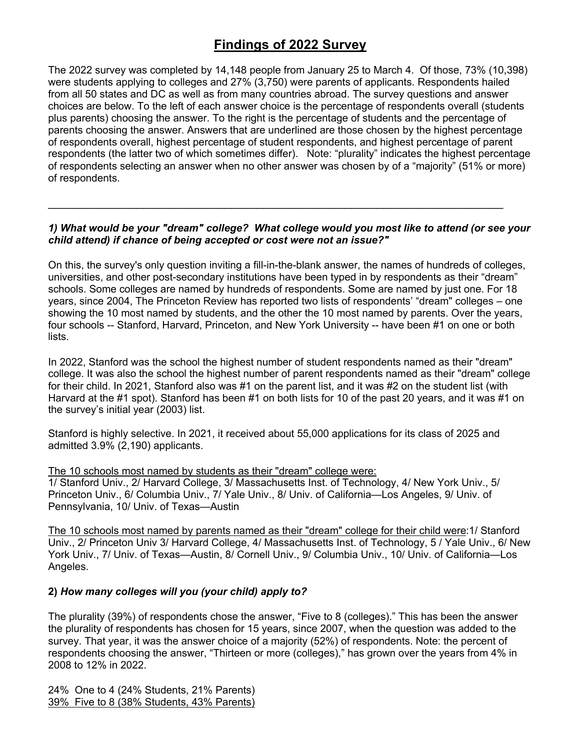# Findings of 2022 Survey

The 2022 survey was completed by 14,148 people from January 25 to March 4. Of those, 73% (10,398) were students applying to colleges and 27% (3,750) were parents of applicants. Respondents hailed from all 50 states and DC as well as from many countries abroad. The survey questions and answer choices are below. To the left of each answer choice is the percentage of respondents overall (students plus parents) choosing the answer. To the right is the percentage of students and the percentage of parents choosing the answer. Answers that are underlined are those chosen by the highest percentage of respondents overall, highest percentage of student respondents, and highest percentage of parent respondents (the latter two of which sometimes differ). Note: "plurality" indicates the highest percentage of respondents selecting an answer when no other answer was chosen by of a "majority" (51% or more) of respondents.

---

### *1) What would be your "dream" college? What college would you most like to attend (or see your child attend) if chance of being accepted or cost were not an issue?"*

On this, the survey's only question inviting a fill-in-the-blank answer, the names of hundreds of colleges, universities, and other post-secondary institutions have been typed in by respondents as their "dream" schools. Some colleges are named by hundreds of respondents. Some are named by just one. For 18 years, since 2004, The Princeton Review has reported two lists of respondents' "dream" colleges – one showing the 10 most named by students, and the other the 10 most named by parents. Over the years, four schools -- Stanford, Harvard, Princeton, and New York University -- have been #1 on one or both lists.

In 2022, Stanford was the school the highest number of student respondents named as their "dream" college. It was also the school the highest number of parent respondents named as their "dream" college for their child. In 2021, Stanford also was #1 on the parent list, and it was #2 on the student list (with Harvard at the #1 spot). Stanford has been #1 on both lists for 10 of the past 20 years, and it was #1 on the survey's initial year (2003) list.

Stanford is highly selective. In 2021, it received about 55,000 applications for its class of 2025 and admitted 3.9% (2,190) applicants.

<u>The 10 schools most named by students as their "dream" college were:</u>
1/ Stanford Univ., 2/ Harvard College, 3/ Massachusetts Inst. of Technology, 4/ New York Univ., 5/ Princeton Univ., 6/ Columbia Univ., 7/ Yale Univ., 8/ Univ. of California—Los Angeles, 9/ Univ. of Pennsylvania, 10/ Univ. of Texas—Austin

<u>The 10 schools most named by parents named as their "dream" college for their child were</u>:1/ Stanford Univ., 2/ Princeton Univ 3/ Harvard College, 4/ Massachusetts Inst. of Technology, 5 / Yale Univ., 6/ New York Univ., 7/ Univ. of Texas—Austin, 8/ Cornell Univ., 9/ Columbia Univ., 10/ Univ. of California—Los Angeles.

### **2)** *How many colleges will you (your child) apply to?*

The plurality (39%) of respondents chose the answer, "Five to 8 (colleges)." This has been the answer the plurality of respondents has chosen for 15 years, since 2007, when the question was added to the survey. That year, it was the answer choice of a majority (52%) of respondents. Note: the percent of respondents choosing the answer, "Thirteen or more (colleges)," has grown over the years from 4% in 2008 to 12% in 2022.

24% One to 4 (24% Students, 21% Parents)
<u>39% Five to 8 (38% Students, 43% Parents)</u>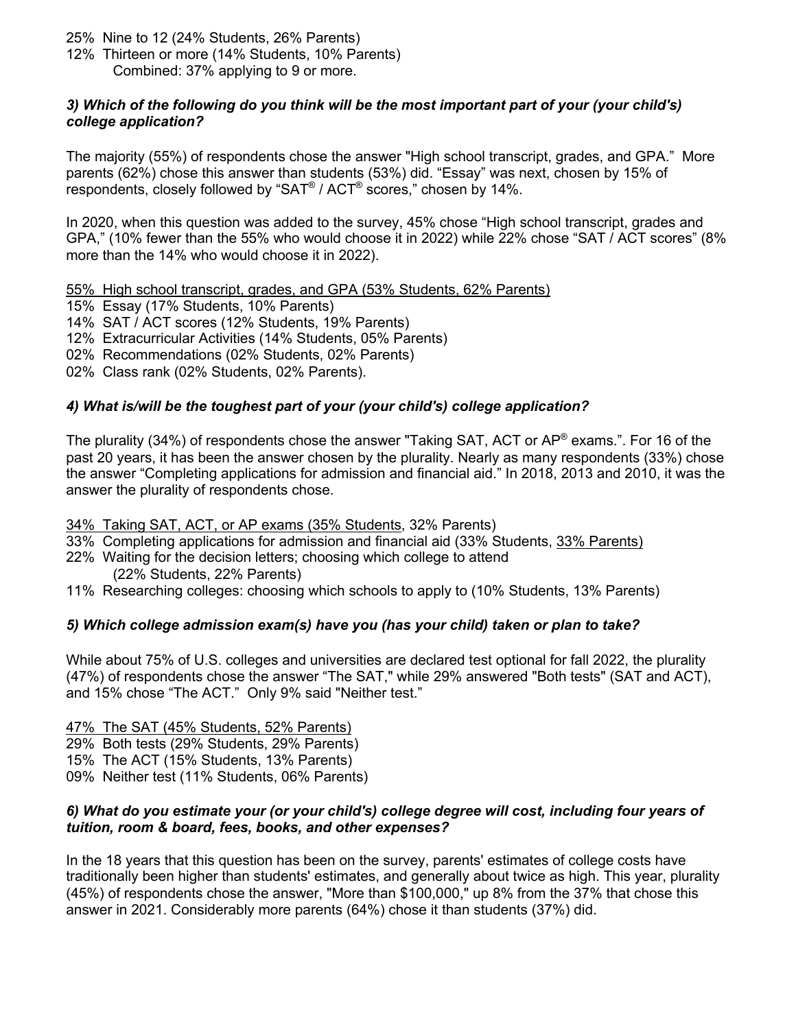25% Nine to 12 (24% Students, 26% Parents)
12% Thirteen or more (14% Students, 10% Parents)
    Combined: 37% applying to 9 or more.

### *3) Which of the following do you think will be the most important part of your (your child's) college application?*

The majority (55%) of respondents chose the answer "High school transcript, grades, and GPA." More parents (62%) chose this answer than students (53%) did. "Essay" was next, chosen by 15% of respondents, closely followed by "SAT® / ACT® scores," chosen by 14%.

In 2020, when this question was added to the survey, 45% chose "High school transcript, grades and GPA," (10% fewer than the 55% who would choose it in 2022) while 22% chose "SAT / ACT scores" (8% more than the 14% who would choose it in 2022).

<u>55% High school transcript, grades, and GPA (53% Students, 62% Parents)</u>
15% Essay (17% Students, 10% Parents)
14% SAT / ACT scores (12% Students, 19% Parents)
12% Extracurricular Activities (14% Students, 05% Parents)
02% Recommendations (02% Students, 02% Parents)
02% Class rank (02% Students, 02% Parents).

### *4) What is/will be the toughest part of your (your child's) college application?*

The plurality (34%) of respondents chose the answer "Taking SAT, ACT or AP® exams.". For 16 of the past 20 years, it has been the answer chosen by the plurality. Nearly as many respondents (33%) chose the answer "Completing applications for admission and financial aid." In 2018, 2013 and 2010, it was the answer the plurality of respondents chose.

<u>34% Taking SAT, ACT, or AP exams (35% Students</u>, 32% Parents)
33% Completing applications for admission and financial aid (33% Students, <u>33% Parents)</u>
22% Waiting for the decision letters; choosing which college to attend
    (22% Students, 22% Parents)
11% Researching colleges: choosing which schools to apply to (10% Students, 13% Parents)

### *5) Which college admission exam(s) have you (has your child) taken or plan to take?*

While about 75% of U.S. colleges and universities are declared test optional for fall 2022, the plurality (47%) of respondents chose the answer "The SAT," while 29% answered "Both tests" (SAT and ACT), and 15% chose "The ACT." Only 9% said "Neither test."

<u>47% The SAT (45% Students, 52% Parents)</u>
29% Both tests (29% Students, 29% Parents)
15% The ACT (15% Students, 13% Parents)
09% Neither test (11% Students, 06% Parents)

### *6) What do you estimate your (or your child's) college degree will cost, including four years of tuition, room & board, fees, books, and other expenses?*

In the 18 years that this question has been on the survey, parents' estimates of college costs have traditionally been higher than students' estimates, and generally about twice as high. This year, plurality (45%) of respondents chose the answer, "More than $100,000," up 8% from the 37% that chose this answer in 2021. Considerably more parents (64%) chose it than students (37%) did.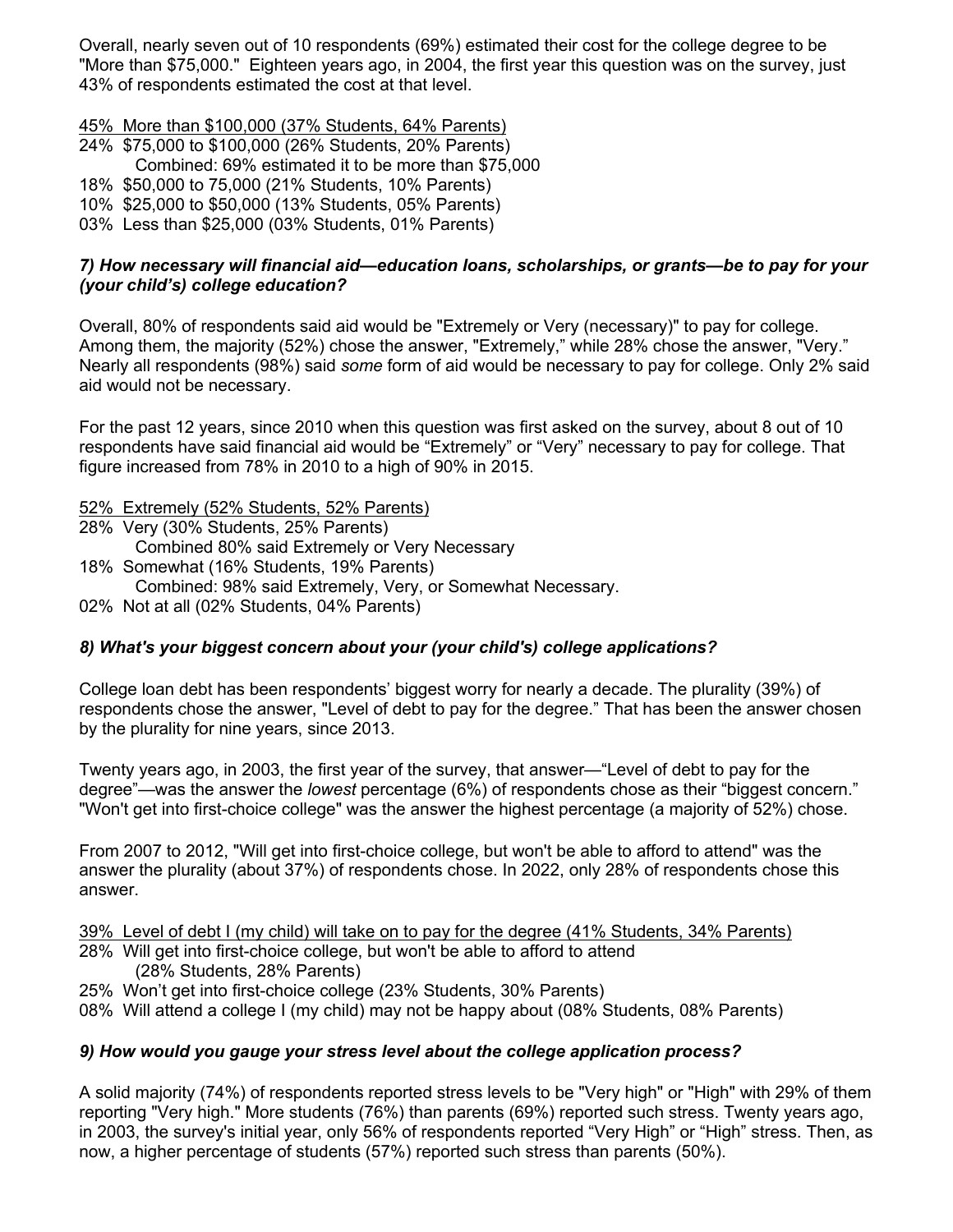Overall, nearly seven out of 10 respondents (69%) estimated their cost for the college degree to be "More than $75,000." Eighteen years ago, in 2004, the first year this question was on the survey, just 43% of respondents estimated the cost at that level.

<u>45% More than $100,000 (37% Students, 64% Parents)</u>
24% $75,000 to $100,000 (26% Students, 20% Parents)
  Combined: 69% estimated it to be more than $75,000
18% $50,000 to 75,000 (21% Students, 10% Parents)
10% $25,000 to $50,000 (13% Students, 05% Parents)
03% Less than $25,000 (03% Students, 01% Parents)

### *7) How necessary will financial aid—education loans, scholarships, or grants—be to pay for your (your child's) college education?*

Overall, 80% of respondents said aid would be "Extremely or Very (necessary)" to pay for college. Among them, the majority (52%) chose the answer, "Extremely," while 28% chose the answer, "Very." Nearly all respondents (98%) said *some* form of aid would be necessary to pay for college. Only 2% said aid would not be necessary.

For the past 12 years, since 2010 when this question was first asked on the survey, about 8 out of 10 respondents have said financial aid would be "Extremely" or "Very" necessary to pay for college. That figure increased from 78% in 2010 to a high of 90% in 2015.

<u>52% Extremely (52% Students, 52% Parents)</u>
28% Very (30% Students, 25% Parents)
  Combined 80% said Extremely or Very Necessary
18% Somewhat (16% Students, 19% Parents)
  Combined: 98% said Extremely, Very, or Somewhat Necessary.
02% Not at all (02% Students, 04% Parents)

### *8) What's your biggest concern about your (your child's) college applications?*

College loan debt has been respondents' biggest worry for nearly a decade. The plurality (39%) of respondents chose the answer, "Level of debt to pay for the degree." That has been the answer chosen by the plurality for nine years, since 2013.

Twenty years ago, in 2003, the first year of the survey, that answer—"Level of debt to pay for the degree"—was the answer the *lowest* percentage (6%) of respondents chose as their "biggest concern." "Won't get into first-choice college" was the answer the highest percentage (a majority of 52%) chose.

From 2007 to 2012, "Will get into first-choice college, but won't be able to afford to attend" was the answer the plurality (about 37%) of respondents chose. In 2022, only 28% of respondents chose this answer.

<u>39% Level of debt I (my child) will take on to pay for the degree (41% Students, 34% Parents)</u>
28% Will get into first-choice college, but won't be able to afford to attend
  (28% Students, 28% Parents)
25% Won't get into first-choice college (23% Students, 30% Parents)
08% Will attend a college I (my child) may not be happy about (08% Students, 08% Parents)

### *9) How would you gauge your stress level about the college application process?*

A solid majority (74%) of respondents reported stress levels to be "Very high" or "High" with 29% of them reporting "Very high." More students (76%) than parents (69%) reported such stress. Twenty years ago, in 2003, the survey's initial year, only 56% of respondents reported "Very High" or "High" stress. Then, as now, a higher percentage of students (57%) reported such stress than parents (50%).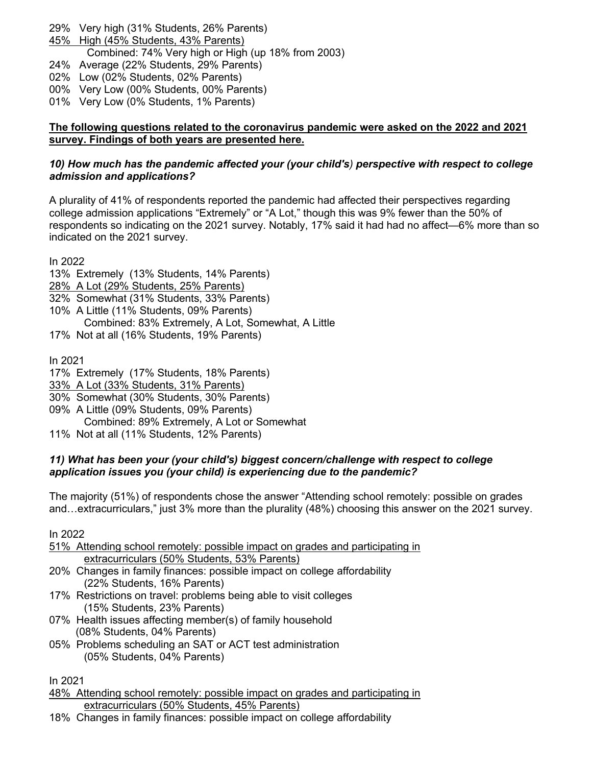29% Very high (31% Students, 26% Parents)
<u>45% High (45% Students, 43% Parents)</u>
    Combined: 74% Very high or High (up 18% from 2003)
24% Average (22% Students, 29% Parents)
02% Low (02% Students, 02% Parents)
00% Very Low (00% Students, 00% Parents)
01% Very Low (0% Students, 1% Parents)

**<u>The following questions related to the coronavirus pandemic were asked on the 2022 and 2021 survey. Findings of both years are presented here.</u>**

***10) How much has the pandemic affected your (your child's) perspective with respect to college admission and applications?***

A plurality of 41% of respondents reported the pandemic had affected their perspectives regarding college admission applications "Extremely" or "A Lot," though this was 9% fewer than the 50% of respondents so indicating on the 2021 survey. Notably, 17% said it had had no affect—6% more than so indicated on the 2021 survey.

In 2022
13% Extremely (13% Students, 14% Parents)
<u>28% A Lot (29% Students, 25% Parents)</u>
32% Somewhat (31% Students, 33% Parents)
10% A Little (11% Students, 09% Parents)
    Combined: 83% Extremely, A Lot, Somewhat, A Little
17% Not at all (16% Students, 19% Parents)

In 2021
17% Extremely (17% Students, 18% Parents)
<u>33% A Lot (33% Students, 31% Parents)</u>
30% Somewhat (30% Students, 30% Parents)
09% A Little (09% Students, 09% Parents)
    Combined: 89% Extremely, A Lot or Somewhat
11% Not at all (11% Students, 12% Parents)

***11) What has been your (your child's) biggest concern/challenge with respect to college application issues you (your child) is experiencing due to the pandemic?***

The majority (51%) of respondents chose the answer "Attending school remotely: possible on grades and…extracurriculars," just 3% more than the plurality (48%) choosing this answer on the 2021 survey.

In 2022
<u>51% Attending school remotely: possible impact on grades and participating in extracurriculars (50% Students, 53% Parents)</u>
20% Changes in family finances: possible impact on college affordability (22% Students, 16% Parents)
17% Restrictions on travel: problems being able to visit colleges (15% Students, 23% Parents)
07% Health issues affecting member(s) of family household (08% Students, 04% Parents)
05% Problems scheduling an SAT or ACT test administration (05% Students, 04% Parents)

In 2021
<u>48% Attending school remotely: possible impact on grades and participating in extracurriculars (50% Students, 45% Parents)</u>
18% Changes in family finances: possible impact on college affordability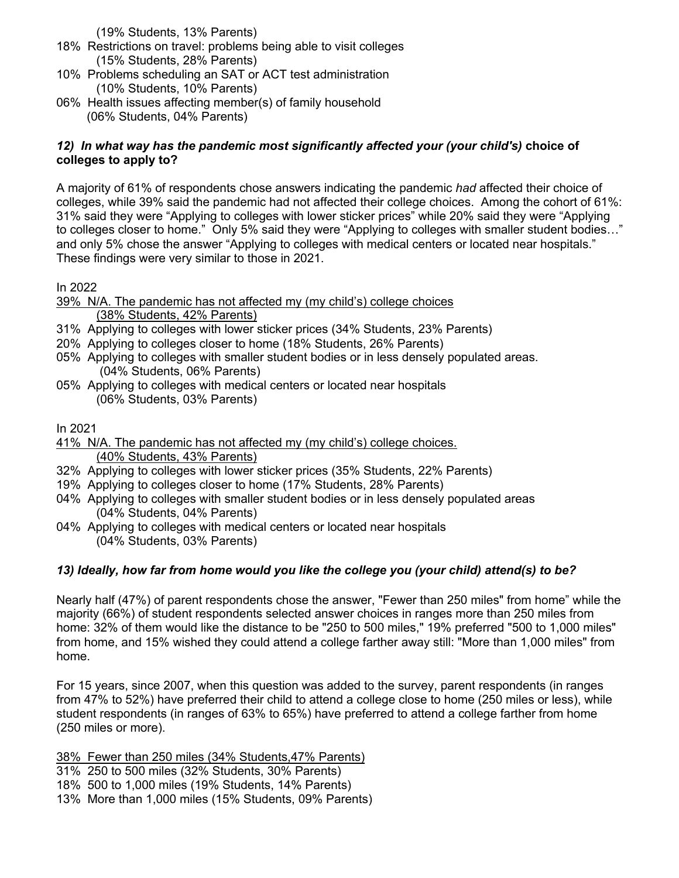(19% Students, 13% Parents)

18% Restrictions on travel: problems being able to visit colleges
(15% Students, 28% Parents)

10% Problems scheduling an SAT or ACT test administration
(10% Students, 10% Parents)

06% Health issues affecting member(s) of family household
(06% Students, 04% Parents)

### *12) In what way has the pandemic most significantly affected your (your child's)* choice of colleges to apply to?

A majority of 61% of respondents chose answers indicating the pandemic *had* affected their choice of colleges, while 39% said the pandemic had not affected their college choices. Among the cohort of 61%: 31% said they were "Applying to colleges with lower sticker prices" while 20% said they were "Applying to colleges closer to home." Only 5% said they were "Applying to colleges with smaller student bodies…" and only 5% chose the answer "Applying to colleges with medical centers or located near hospitals." These findings were very similar to those in 2021.

In 2022

<u>39% N/A. The pandemic has not affected my (my child's) college choices
(38% Students, 42% Parents)</u>

31% Applying to colleges with lower sticker prices (34% Students, 23% Parents)

20% Applying to colleges closer to home (18% Students, 26% Parents)

05% Applying to colleges with smaller student bodies or in less densely populated areas.
(04% Students, 06% Parents)

05% Applying to colleges with medical centers or located near hospitals
(06% Students, 03% Parents)

In 2021

<u>41% N/A. The pandemic has not affected my (my child's) college choices.
(40% Students, 43% Parents)</u>

32% Applying to colleges with lower sticker prices (35% Students, 22% Parents)

19% Applying to colleges closer to home (17% Students, 28% Parents)

04% Applying to colleges with smaller student bodies or in less densely populated areas
(04% Students, 04% Parents)

04% Applying to colleges with medical centers or located near hospitals
(04% Students, 03% Parents)

### *13) Ideally, how far from home would you like the college you (your child) attend(s) to be?*

Nearly half (47%) of parent respondents chose the answer, "Fewer than 250 miles" from home" while the majority (66%) of student respondents selected answer choices in ranges more than 250 miles from home: 32% of them would like the distance to be "250 to 500 miles," 19% preferred "500 to 1,000 miles" from home, and 15% wished they could attend a college farther away still: "More than 1,000 miles" from home.

For 15 years, since 2007, when this question was added to the survey, parent respondents (in ranges from 47% to 52%) have preferred their child to attend a college close to home (250 miles or less), while student respondents (in ranges of 63% to 65%) have preferred to attend a college farther from home (250 miles or more).

<u>38% Fewer than 250 miles (34% Students,47% Parents)</u>

31% 250 to 500 miles (32% Students, 30% Parents)

18% 500 to 1,000 miles (19% Students, 14% Parents)

13% More than 1,000 miles (15% Students, 09% Parents)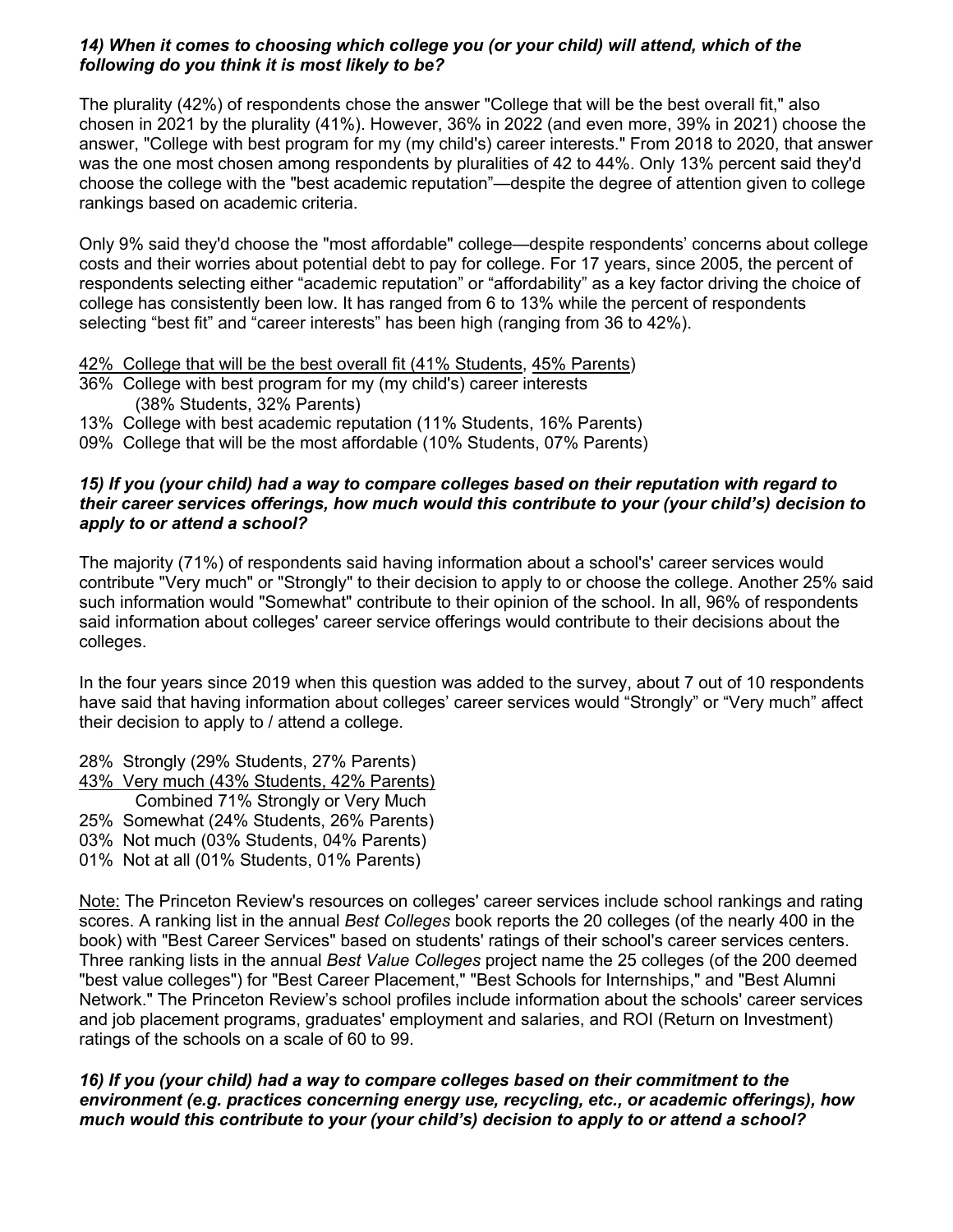***14) When it comes to choosing which college you (or your child) will attend, which of the following do you think it is most likely to be?***

The plurality (42%) of respondents chose the answer "College that will be the best overall fit," also chosen in 2021 by the plurality (41%). However, 36% in 2022 (and even more, 39% in 2021) choose the answer, "College with best program for my (my child's) career interests." From 2018 to 2020, that answer was the one most chosen among respondents by pluralities of 42 to 44%. Only 13% percent said they'd choose the college with the "best academic reputation"—despite the degree of attention given to college rankings based on academic criteria.

Only 9% said they'd choose the "most affordable" college—despite respondents' concerns about college costs and their worries about potential debt to pay for college. For 17 years, since 2005, the percent of respondents selecting either "academic reputation" or "affordability" as a key factor driving the choice of college has consistently been low. It has ranged from 6 to 13% while the percent of respondents selecting "best fit" and "career interests" has been high (ranging from 36 to 42%).

42% College that will be the best overall fit (41% Students, 45% Parents)
36% College with best program for my (my child's) career interests
(38% Students, 32% Parents)
13% College with best academic reputation (11% Students, 16% Parents)
09% College that will be the most affordable (10% Students, 07% Parents)

***15) If you (your child) had a way to compare colleges based on their reputation with regard to their career services offerings, how much would this contribute to your (your child's) decision to apply to or attend a school?***

The majority (71%) of respondents said having information about a school's' career services would contribute "Very much" or "Strongly" to their decision to apply to or choose the college. Another 25% said such information would "Somewhat" contribute to their opinion of the school. In all, 96% of respondents said information about colleges' career service offerings would contribute to their decisions about the colleges.

In the four years since 2019 when this question was added to the survey, about 7 out of 10 respondents have said that having information about colleges' career services would "Strongly" or "Very much" affect their decision to apply to / attend a college.

28% Strongly (29% Students, 27% Parents)
43% Very much (43% Students, 42% Parents)
Combined 71% Strongly or Very Much
25% Somewhat (24% Students, 26% Parents)
03% Not much (03% Students, 04% Parents)
01% Not at all (01% Students, 01% Parents)

Note: The Princeton Review's resources on colleges' career services include school rankings and rating scores. A ranking list in the annual *Best Colleges* book reports the 20 colleges (of the nearly 400 in the book) with "Best Career Services" based on students' ratings of their school's career services centers. Three ranking lists in the annual *Best Value Colleges* project name the 25 colleges (of the 200 deemed "best value colleges") for "Best Career Placement," "Best Schools for Internships," and "Best Alumni Network." The Princeton Review's school profiles include information about the schools' career services and job placement programs, graduates' employment and salaries, and ROI (Return on Investment) ratings of the schools on a scale of 60 to 99.

***16) If you (your child) had a way to compare colleges based on their commitment to the environment (e.g. practices concerning energy use, recycling, etc., or academic offerings), how much would this contribute to your (your child's) decision to apply to or attend a school?***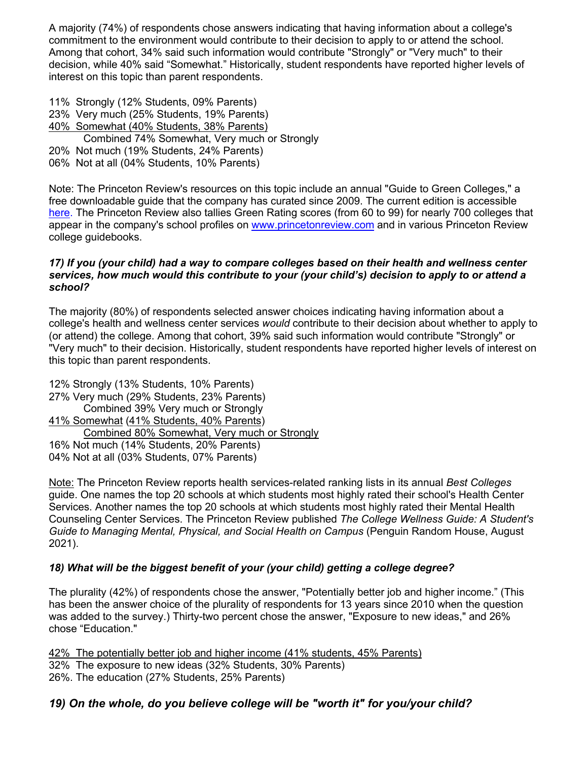A majority (74%) of respondents chose answers indicating that having information about a college's commitment to the environment would contribute to their decision to apply to or attend the school. Among that cohort, 34% said such information would contribute "Strongly" or "Very much" to their decision, while 40% said "Somewhat." Historically, student respondents have reported higher levels of interest on this topic than parent respondents.

11% Strongly (12% Students, 09% Parents)
23% Very much (25% Students, 19% Parents)
<u>40% Somewhat (40% Students, 38% Parents)</u>
  Combined 74% Somewhat, Very much or Strongly
20% Not much (19% Students, 24% Parents)
06% Not at all (04% Students, 10% Parents)

Note: The Princeton Review's resources on this topic include an annual "Guide to Green Colleges," a free downloadable guide that the company has curated since 2009. The current edition is accessible [here](). The Princeton Review also tallies Green Rating scores (from 60 to 99) for nearly 700 colleges that appear in the company's school profiles on [www.princetonreview.com](www.princetonreview.com) and in various Princeton Review college guidebooks.

### *17) If you (your child) had a way to compare colleges based on their health and wellness center services, how much would this contribute to your (your child's) decision to apply to or attend a school?*

The majority (80%) of respondents selected answer choices indicating having information about a college's health and wellness center services *would* contribute to their decision about whether to apply to (or attend) the college. Among that cohort, 39% said such information would contribute "Strongly" or "Very much" to their decision. Historically, student respondents have reported higher levels of interest on this topic than parent respondents.

12% Strongly (13% Students, 10% Parents)
27% Very much (29% Students, 23% Parents)
  Combined 39% Very much or Strongly
<u>41% Somewhat (41% Students, 40% Parents)</u>
  <u>Combined 80% Somewhat, Very much or Strongly</u>
16% Not much (14% Students, 20% Parents)
04% Not at all (03% Students, 07% Parents)

<u>Note:</u> The Princeton Review reports health services-related ranking lists in its annual *Best Colleges* guide. One names the top 20 schools at which students most highly rated their school's Health Center Services. Another names the top 20 schools at which students most highly rated their Mental Health Counseling Center Services. The Princeton Review published *The College Wellness Guide: A Student's Guide to Managing Mental, Physical, and Social Health on Campus* (Penguin Random House, August 2021).

### *18) What will be the biggest benefit of your (your child) getting a college degree?*

The plurality (42%) of respondents chose the answer, "Potentially better job and higher income." (This has been the answer choice of the plurality of respondents for 13 years since 2010 when the question was added to the survey.) Thirty-two percent chose the answer, "Exposure to new ideas," and 26% chose "Education."

<u>42% The potentially better job and higher income (41% students, 45% Parents)</u>
32% The exposure to new ideas (32% Students, 30% Parents)
26%. The education (27% Students, 25% Parents)

### *19) On the whole, do you believe college will be "worth it" for you/your child?*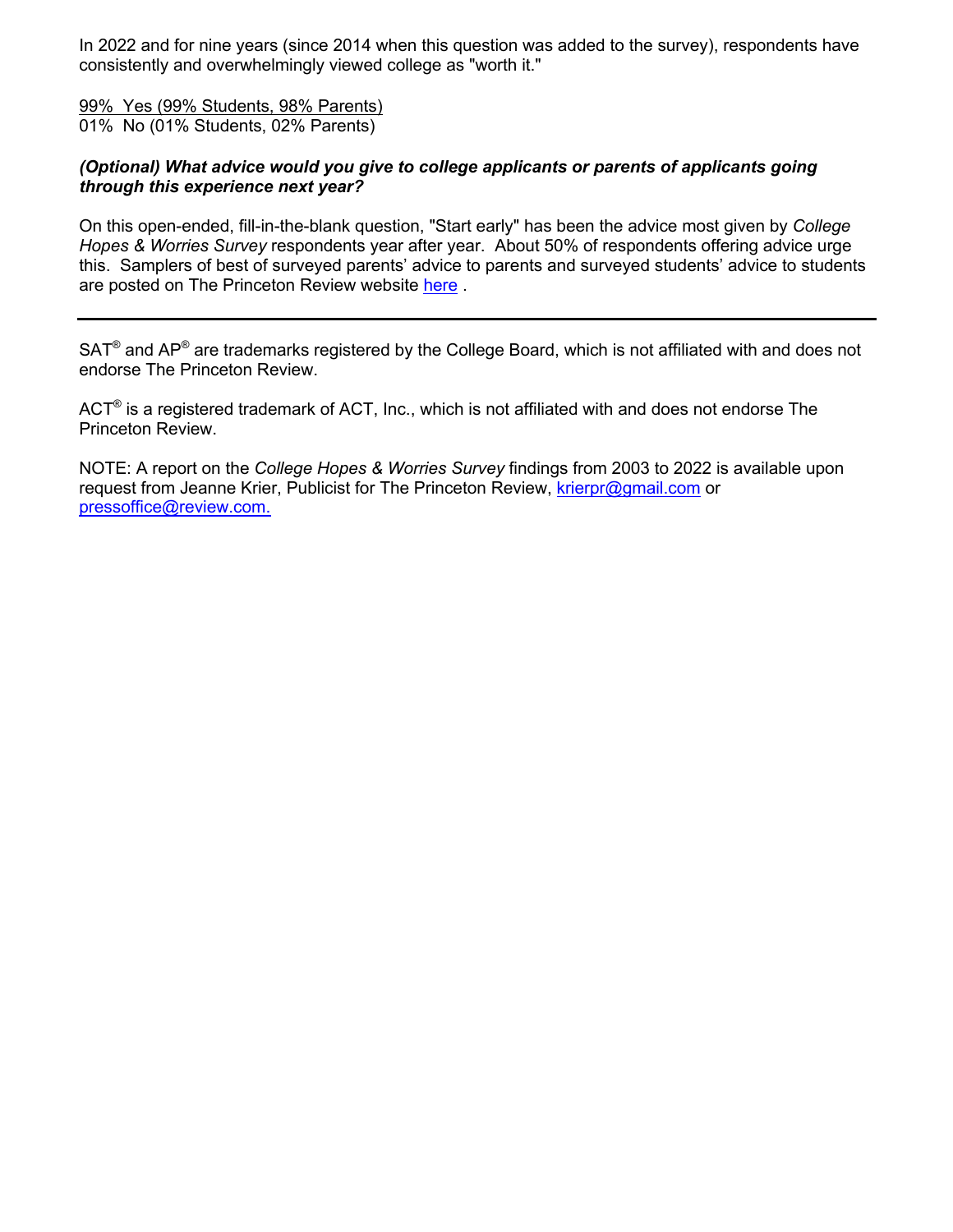In 2022 and for nine years (since 2014 when this question was added to the survey), respondents have consistently and overwhelmingly viewed college as "worth it."

99% Yes (99% Students, 98% Parents)
01% No (01% Students, 02% Parents)

***(Optional) What advice would you give to college applicants or parents of applicants going through this experience next year?***

On this open-ended, fill-in-the-blank question, "Start early" has been the advice most given by *College Hopes & Worries Survey* respondents year after year. About 50% of respondents offering advice urge this. Samplers of best of surveyed parents' advice to parents and surveyed students' advice to students are posted on The Princeton Review website here .

---

SAT® and AP® are trademarks registered by the College Board, which is not affiliated with and does not endorse The Princeton Review.

ACT® is a registered trademark of ACT, Inc., which is not affiliated with and does not endorse The Princeton Review.

NOTE: A report on the *College Hopes & Worries Survey* findings from 2003 to 2022 is available upon request from Jeanne Krier, Publicist for The Princeton Review, krierpr@gmail.com or pressoffice@review.com.